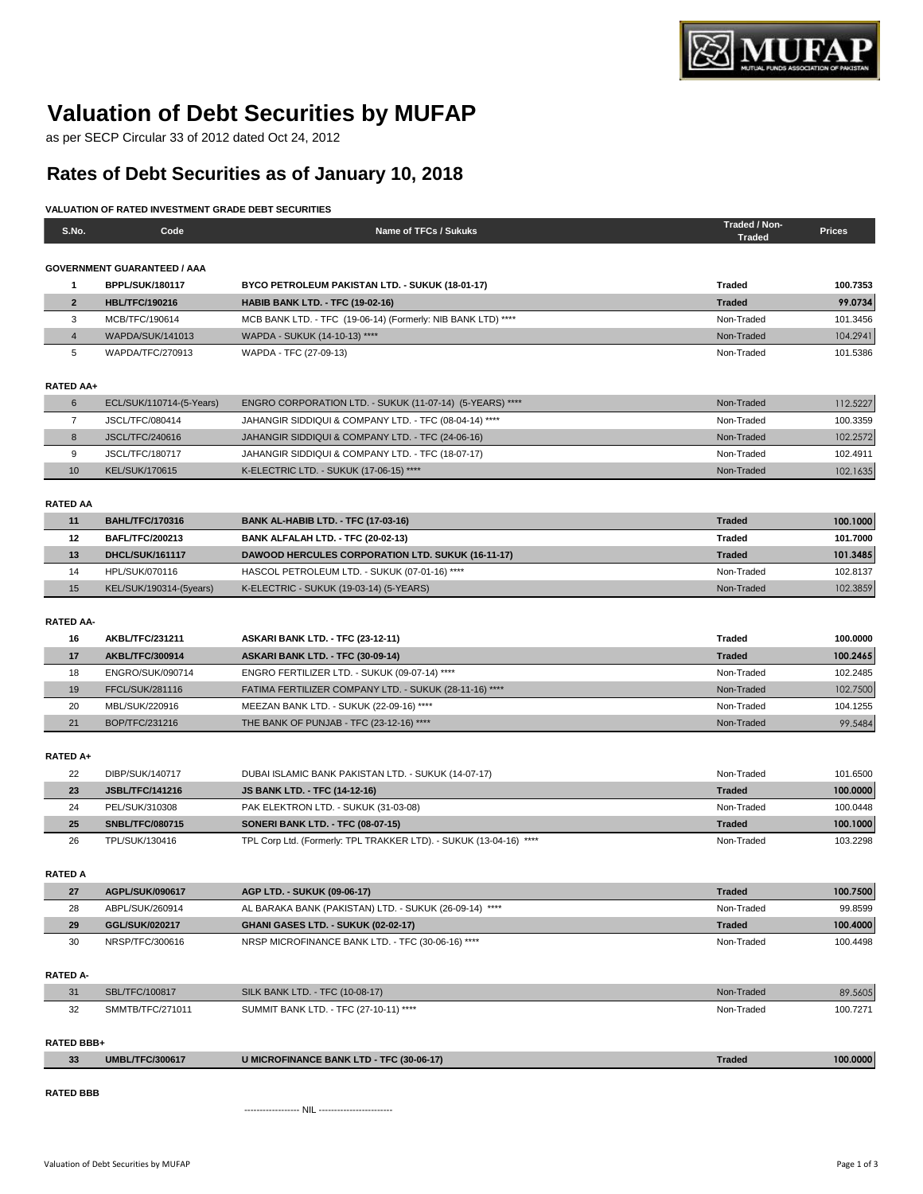# Valuation of Debt Securities by MUFAP

as per SECP Circular 33 of 2012 dated Oct 24, 2012

## Rates of Debt Securities as of January 10, 2018

**VALUATION OF RATED INVESTMENT GRADE DEBT SECURITIES**

| S.No. | Code | Name of TFCs / Sukuks | Traded / Non-Traded | Prices |
|---|---|---|---|---|
| **GOVERNMENT GUARANTEED / AAA** | | | | |
| **1** | **BPPL/SUK/180117** | **BYCO PETROLEUM PAKISTAN LTD. - SUKUK (18-01-17)** | **Traded** | **100.7353** |
| **2** | **HBL/TFC/190216** | **HABIB BANK LTD. - TFC (19-02-16)** | **Traded** | **99.0734** |
| 3 | MCB/TFC/190614 | MCB BANK LTD. - TFC (19-06-14) (Formerly: NIB BANK LTD) **** | Non-Traded | 101.3456 |
| 4 | WAPDA/SUK/141013 | WAPDA - SUKUK (14-10-13) **** | Non-Traded | 104.2941 |
| 5 | WAPDA/TFC/270913 | WAPDA - TFC (27-09-13) | Non-Traded | 101.5386 |
| **RATED AA+** | | | | |
| 6 | ECL/SUK/110714-(5-Years) | ENGRO CORPORATION LTD. - SUKUK (11-07-14) (5-YEARS) **** | Non-Traded | 112.5227 |
| 7 | JSCL/TFC/080414 | JAHANGIR SIDDIQUI & COMPANY LTD. - TFC (08-04-14) **** | Non-Traded | 100.3359 |
| 8 | JSCL/TFC/240616 | JAHANGIR SIDDIQUI & COMPANY LTD. - TFC (24-06-16) | Non-Traded | 102.2572 |
| 9 | JSCL/TFC/180717 | JAHANGIR SIDDIQUI & COMPANY LTD. - TFC (18-07-17) | Non-Traded | 102.4911 |
| 10 | KEL/SUK/170615 | K-ELECTRIC LTD. - SUKUK (17-06-15) **** | Non-Traded | 102.1635 |
| **RATED AA** | | | | |
| **11** | **BAHL/TFC/170316** | **BANK AL-HABIB LTD. - TFC (17-03-16)** | **Traded** | **100.1000** |
| **12** | **BAFL/TFC/200213** | **BANK ALFALAH LTD. - TFC (20-02-13)** | **Traded** | **101.7000** |
| **13** | **DHCL/SUK/161117** | **DAWOOD HERCULES CORPORATION LTD. SUKUK (16-11-17)** | **Traded** | **101.3485** |
| 14 | HPL/SUK/070116 | HASCOL PETROLEUM LTD. - SUKUK (07-01-16) **** | Non-Traded | 102.8137 |
| 15 | KEL/SUK/190314-(5years) | K-ELECTRIC - SUKUK (19-03-14) (5-YEARS) | Non-Traded | 102.3859 |
| **RATED AA-** | | | | |
| **16** | **AKBL/TFC/231211** | **ASKARI BANK LTD. - TFC (23-12-11)** | **Traded** | **100.0000** |
| **17** | **AKBL/TFC/300914** | **ASKARI BANK LTD. - TFC (30-09-14)** | **Traded** | **100.2465** |
| 18 | ENGRO/SUK/090714 | ENGRO FERTILIZER LTD. - SUKUK (09-07-14) **** | Non-Traded | 102.2485 |
| 19 | FFCL/SUK/281116 | FATIMA FERTILIZER COMPANY LTD. - SUKUK (28-11-16) **** | Non-Traded | 102.7500 |
| 20 | MBL/SUK/220916 | MEEZAN BANK LTD. - SUKUK (22-09-16) **** | Non-Traded | 104.1255 |
| 21 | BOP/TFC/231216 | THE BANK OF PUNJAB - TFC (23-12-16) **** | Non-Traded | 99.5484 |
| **RATED A+** | | | | |
| 22 | DIBP/SUK/140717 | DUBAI ISLAMIC BANK PAKISTAN LTD. - SUKUK (14-07-17) | Non-Traded | 101.6500 |
| **23** | **JSBL/TFC/141216** | **JS BANK LTD. - TFC (14-12-16)** | **Traded** | **100.0000** |
| 24 | PEL/SUK/310308 | PAK ELEKTRON LTD. - SUKUK (31-03-08) | Non-Traded | 100.0448 |
| **25** | **SNBL/TFC/080715** | **SONERI BANK LTD. - TFC (08-07-15)** | **Traded** | **100.1000** |
| 26 | TPL/SUK/130416 | TPL Corp Ltd. (Formerly: TPL TRAKKER LTD). - SUKUK (13-04-16) **** | Non-Traded | 103.2298 |
| **RATED A** | | | | |
| **27** | **AGPL/SUK/090617** | **AGP LTD. - SUKUK (09-06-17)** | **Traded** | **100.7500** |
| 28 | ABPL/SUK/260914 | AL BARAKA BANK (PAKISTAN) LTD. - SUKUK (26-09-14) **** | Non-Traded | 99.8599 |
| **29** | **GGL/SUK/020217** | **GHANI GASES LTD. - SUKUK (02-02-17)** | **Traded** | **100.4000** |
| 30 | NRSP/TFC/300616 | NRSP MICROFINANCE BANK LTD. - TFC (30-06-16) **** | Non-Traded | 100.4498 |
| **RATED A-** | | | | |
| 31 | SBL/TFC/100817 | SILK BANK LTD. - TFC (10-08-17) | Non-Traded | 89.5605 |
| 32 | SMMTB/TFC/271011 | SUMMIT BANK LTD. - TFC (27-10-11) **** | Non-Traded | 100.7271 |
| **RATED BBB+** | | | | |
| **33** | **UMBL/TFC/300617** | **U MICROFINANCE BANK LTD - TFC (30-06-17)** | **Traded** | **100.0000** |
| **RATED BBB** | | | | |
| | | ----------------- NIL ----------------------- | | |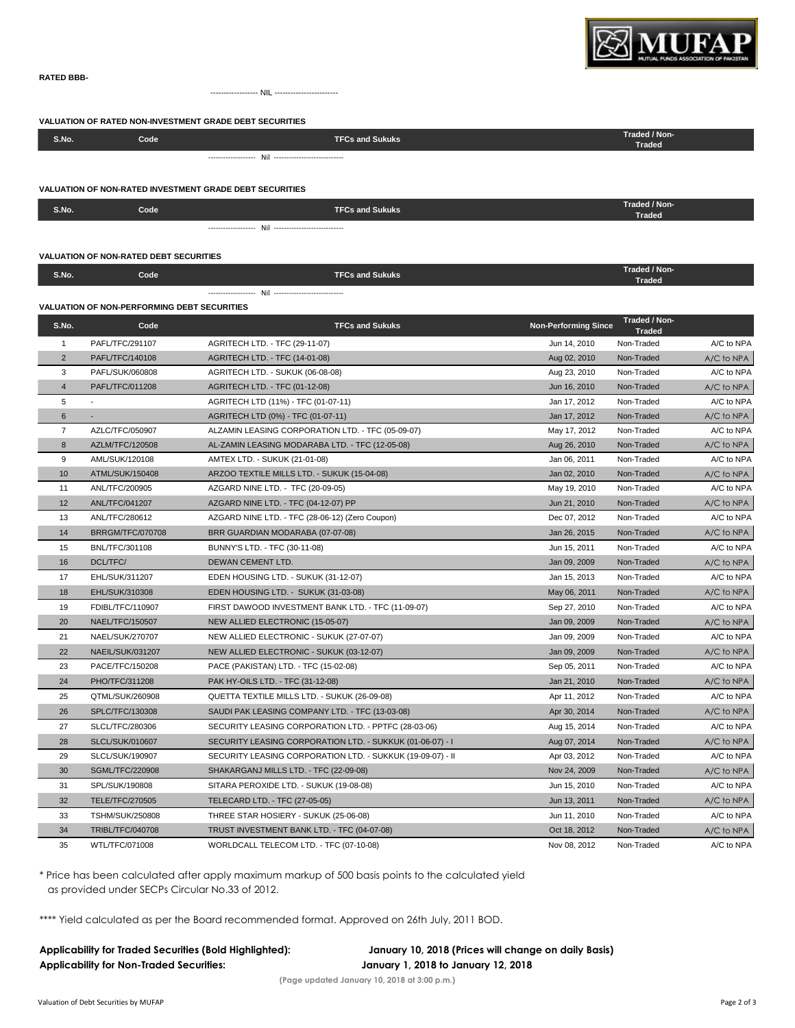**RATED BBB-**

------------------ NIL ------------------------

### VALUATION OF RATED NON-INVESTMENT GRADE DEBT SECURITIES

| S.No. | Code | TFCs and Sukuks | Traded / Non-Traded |
|---|---|---|---|

------------------- Nil ---------------------------

### VALUATION OF NON-RATED INVESTMENT GRADE DEBT SECURITIES

| S.No. | Code | TFCs and Sukuks | Traded / Non-Traded |
|---|---|---|---|

------------------- Nil ---------------------------

### VALUATION OF NON-RATED DEBT SECURITIES

| S.No. | Code | TFCs and Sukuks | Traded / Non-Traded |
|---|---|---|---|

------------------- Nil ---------------------------

### VALUATION OF NON-PERFORMING DEBT SECURITIES

| S.No. | Code | TFCs and Sukuks | Non-Performing Since | Traded / Non-Traded | |
|---|---|---|---|---|---|
| 1 | PAFL/TFC/291107 | AGRITECH LTD. - TFC (29-11-07) | Jun 14, 2010 | Non-Traded | A/C to NPA |
| 2 | PAFL/TFC/140108 | AGRITECH LTD. - TFC (14-01-08) | Aug 02, 2010 | Non-Traded | A/C to NPA |
| 3 | PAFL/SUK/060808 | AGRITECH LTD. - SUKUK (06-08-08) | Aug 23, 2010 | Non-Traded | A/C to NPA |
| 4 | PAFL/TFC/011208 | AGRITECH LTD. - TFC (01-12-08) | Jun 16, 2010 | Non-Traded | A/C to NPA |
| 5 | - | AGRITECH LTD (11%) - TFC (01-07-11) | Jan 17, 2012 | Non-Traded | A/C to NPA |
| 6 | - | AGRITECH LTD (0%) - TFC (01-07-11) | Jan 17, 2012 | Non-Traded | A/C to NPA |
| 7 | AZLC/TFC/050907 | ALZAMIN LEASING CORPORATION LTD. - TFC (05-09-07) | May 17, 2012 | Non-Traded | A/C to NPA |
| 8 | AZLM/TFC/120508 | AL-ZAMIN LEASING MODARABA LTD. - TFC (12-05-08) | Aug 26, 2010 | Non-Traded | A/C to NPA |
| 9 | AML/SUK/120108 | AMTEX LTD. - SUKUK (21-01-08) | Jan 06, 2011 | Non-Traded | A/C to NPA |
| 10 | ATML/SUK/150408 | ARZOO TEXTILE MILLS LTD. - SUKUK (15-04-08) | Jan 02, 2010 | Non-Traded | A/C to NPA |
| 11 | ANL/TFC/200905 | AZGARD NINE LTD. - TFC (20-09-05) | May 19, 2010 | Non-Traded | A/C to NPA |
| 12 | ANL/TFC/041207 | AZGARD NINE LTD. - TFC (04-12-07) PP | Jun 21, 2010 | Non-Traded | A/C to NPA |
| 13 | ANL/TFC/280612 | AZGARD NINE LTD. - TFC (28-06-12) (Zero Coupon) | Dec 07, 2012 | Non-Traded | A/C to NPA |
| 14 | BRRGM/TFC/070708 | BRR GUARDIAN MODARABA (07-07-08) | Jan 26, 2015 | Non-Traded | A/C to NPA |
| 15 | BNL/TFC/301108 | BUNNY'S LTD. - TFC (30-11-08) | Jun 15, 2011 | Non-Traded | A/C to NPA |
| 16 | DCL/TFC/ | DEWAN CEMENT LTD. | Jan 09, 2009 | Non-Traded | A/C to NPA |
| 17 | EHL/SUK/311207 | EDEN HOUSING LTD. - SUKUK (31-12-07) | Jan 15, 2013 | Non-Traded | A/C to NPA |
| 18 | EHL/SUK/310308 | EDEN HOUSING LTD. - SUKUK (31-03-08) | May 06, 2011 | Non-Traded | A/C to NPA |
| 19 | FDIBL/TFC/110907 | FIRST DAWOOD INVESTMENT BANK LTD. - TFC (11-09-07) | Sep 27, 2010 | Non-Traded | A/C to NPA |
| 20 | NAEL/TFC/150507 | NEW ALLIED ELECTRONIC (15-05-07) | Jan 09, 2009 | Non-Traded | A/C to NPA |
| 21 | NAEL/SUK/270707 | NEW ALLIED ELECTRONIC - SUKUK (27-07-07) | Jan 09, 2009 | Non-Traded | A/C to NPA |
| 22 | NAEIL/SUK/031207 | NEW ALLIED ELECTRONIC - SUKUK (03-12-07) | Jan 09, 2009 | Non-Traded | A/C to NPA |
| 23 | PACE/TFC/150208 | PACE (PAKISTAN) LTD. - TFC (15-02-08) | Sep 05, 2011 | Non-Traded | A/C to NPA |
| 24 | PHO/TFC/311208 | PAK HY-OILS LTD. - TFC (31-12-08) | Jan 21, 2010 | Non-Traded | A/C to NPA |
| 25 | QTML/SUK/260908 | QUETTA TEXTILE MILLS LTD. - SUKUK (26-09-08) | Apr 11, 2012 | Non-Traded | A/C to NPA |
| 26 | SPLC/TFC/130308 | SAUDI PAK LEASING COMPANY LTD. - TFC (13-03-08) | Apr 30, 2014 | Non-Traded | A/C to NPA |
| 27 | SLCL/TFC/280306 | SECURITY LEASING CORPORATION LTD. - PPTFC (28-03-06) | Aug 15, 2014 | Non-Traded | A/C to NPA |
| 28 | SLCL/SUK/010607 | SECURITY LEASING CORPORATION LTD. - SUKKUK (01-06-07) - I | Aug 07, 2014 | Non-Traded | A/C to NPA |
| 29 | SLCL/SUK/190907 | SECURITY LEASING CORPORATION LTD. - SUKKUK (19-09-07) - II | Apr 03, 2012 | Non-Traded | A/C to NPA |
| 30 | SGML/TFC/220908 | SHAKARGANJ MILLS LTD. - TFC (22-09-08) | Nov 24, 2009 | Non-Traded | A/C to NPA |
| 31 | SPL/SUK/190808 | SITARA PEROXIDE LTD. - SUKUK (19-08-08) | Jun 15, 2010 | Non-Traded | A/C to NPA |
| 32 | TELE/TFC/270505 | TELECARD LTD. - TFC (27-05-05) | Jun 13, 2011 | Non-Traded | A/C to NPA |
| 33 | TSHM/SUK/250808 | THREE STAR HOSIERY - SUKUK (25-06-08) | Jun 11, 2010 | Non-Traded | A/C to NPA |
| 34 | TRIBL/TFC/040708 | TRUST INVESTMENT BANK LTD. - TFC (04-07-08) | Oct 18, 2012 | Non-Traded | A/C to NPA |
| 35 | WTL/TFC/071008 | WORLDCALL TELECOM LTD. - TFC (07-10-08) | Nov 08, 2012 | Non-Traded | A/C to NPA |

* Price has been calculated after apply maximum markup of 500 basis points to the calculated yield as provided under SECPs Circular No.33 of 2012.

**** Yield calculated as per the Board recommended format. Approved on 26th July, 2011 BOD.

**Applicability for Traded Securities (Bold Highlighted):** **January 10, 2018 (Prices will change on daily Basis)**

**Applicability for Non-Traded Securities:** **January 1, 2018 to January 12, 2018**

(Page updated January 10, 2018 at 3:00 p.m.)